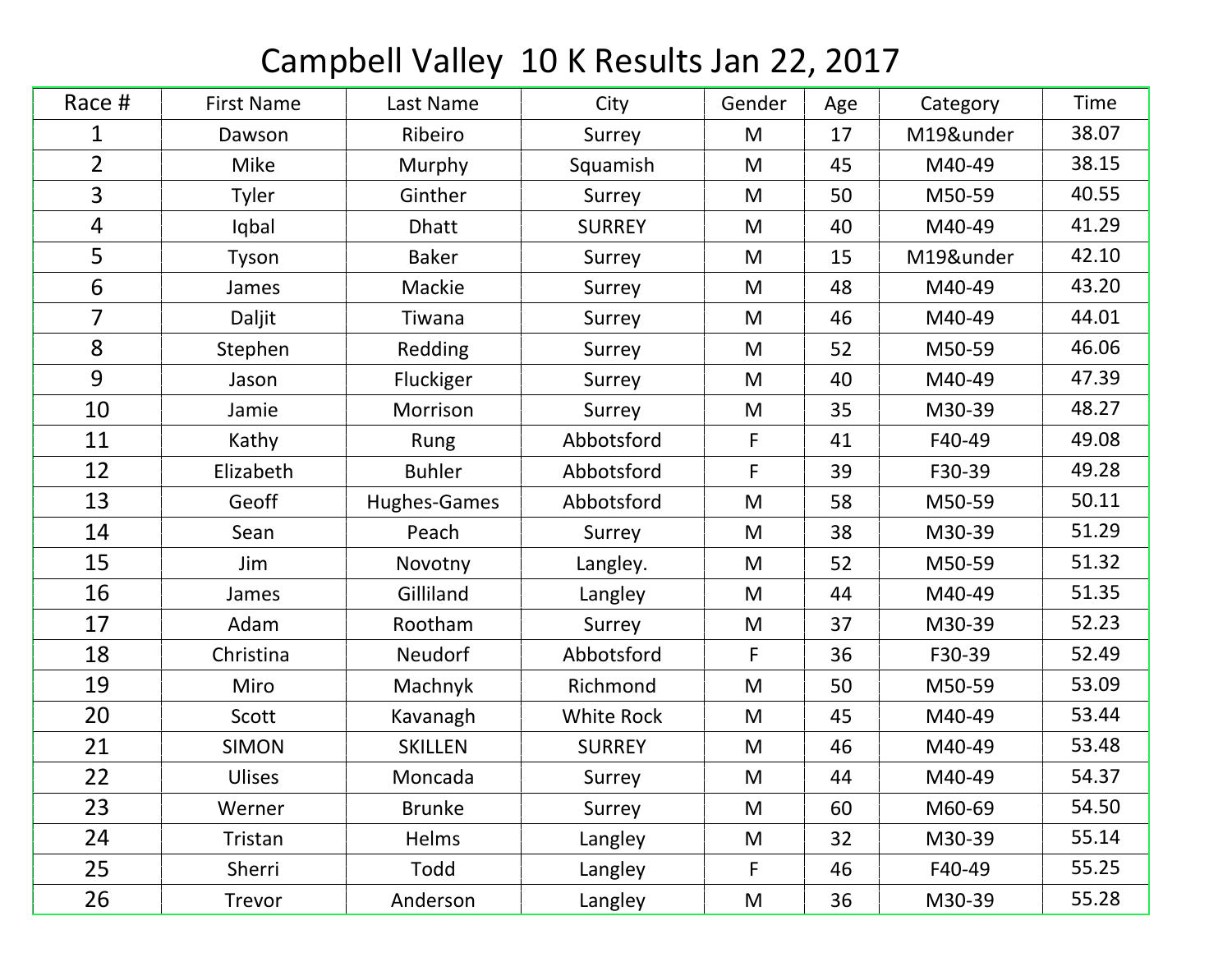# Campbell Valley 10 K Results Jan 22, 2017

| Race # | First Name | Last Name | City | Gender | Age | Category | Time |
|---|---|---|---|---|---|---|---|
| 1 | Dawson | Ribeiro | Surrey | M | 17 | M19&under | 38.07 |
| 2 | Mike | Murphy | Squamish | M | 45 | M40-49 | 38.15 |
| 3 | Tyler | Ginther | Surrey | M | 50 | M50-59 | 40.55 |
| 4 | Iqbal | Dhatt | SURREY | M | 40 | M40-49 | 41.29 |
| 5 | Tyson | Baker | Surrey | M | 15 | M19&under | 42.10 |
| 6 | James | Mackie | Surrey | M | 48 | M40-49 | 43.20 |
| 7 | Daljit | Tiwana | Surrey | M | 46 | M40-49 | 44.01 |
| 8 | Stephen | Redding | Surrey | M | 52 | M50-59 | 46.06 |
| 9 | Jason | Fluckiger | Surrey | M | 40 | M40-49 | 47.39 |
| 10 | Jamie | Morrison | Surrey | M | 35 | M30-39 | 48.27 |
| 11 | Kathy | Rung | Abbotsford | F | 41 | F40-49 | 49.08 |
| 12 | Elizabeth | Buhler | Abbotsford | F | 39 | F30-39 | 49.28 |
| 13 | Geoff | Hughes-Games | Abbotsford | M | 58 | M50-59 | 50.11 |
| 14 | Sean | Peach | Surrey | M | 38 | M30-39 | 51.29 |
| 15 | Jim | Novotny | Langley. | M | 52 | M50-59 | 51.32 |
| 16 | James | Gilliland | Langley | M | 44 | M40-49 | 51.35 |
| 17 | Adam | Rootham | Surrey | M | 37 | M30-39 | 52.23 |
| 18 | Christina | Neudorf | Abbotsford | F | 36 | F30-39 | 52.49 |
| 19 | Miro | Machnyk | Richmond | M | 50 | M50-59 | 53.09 |
| 20 | Scott | Kavanagh | White Rock | M | 45 | M40-49 | 53.44 |
| 21 | SIMON | SKILLEN | SURREY | M | 46 | M40-49 | 53.48 |
| 22 | Ulises | Moncada | Surrey | M | 44 | M40-49 | 54.37 |
| 23 | Werner | Brunke | Surrey | M | 60 | M60-69 | 54.50 |
| 24 | Tristan | Helms | Langley | M | 32 | M30-39 | 55.14 |
| 25 | Sherri | Todd | Langley | F | 46 | F40-49 | 55.25 |
| 26 | Trevor | Anderson | Langley | M | 36 | M30-39 | 55.28 |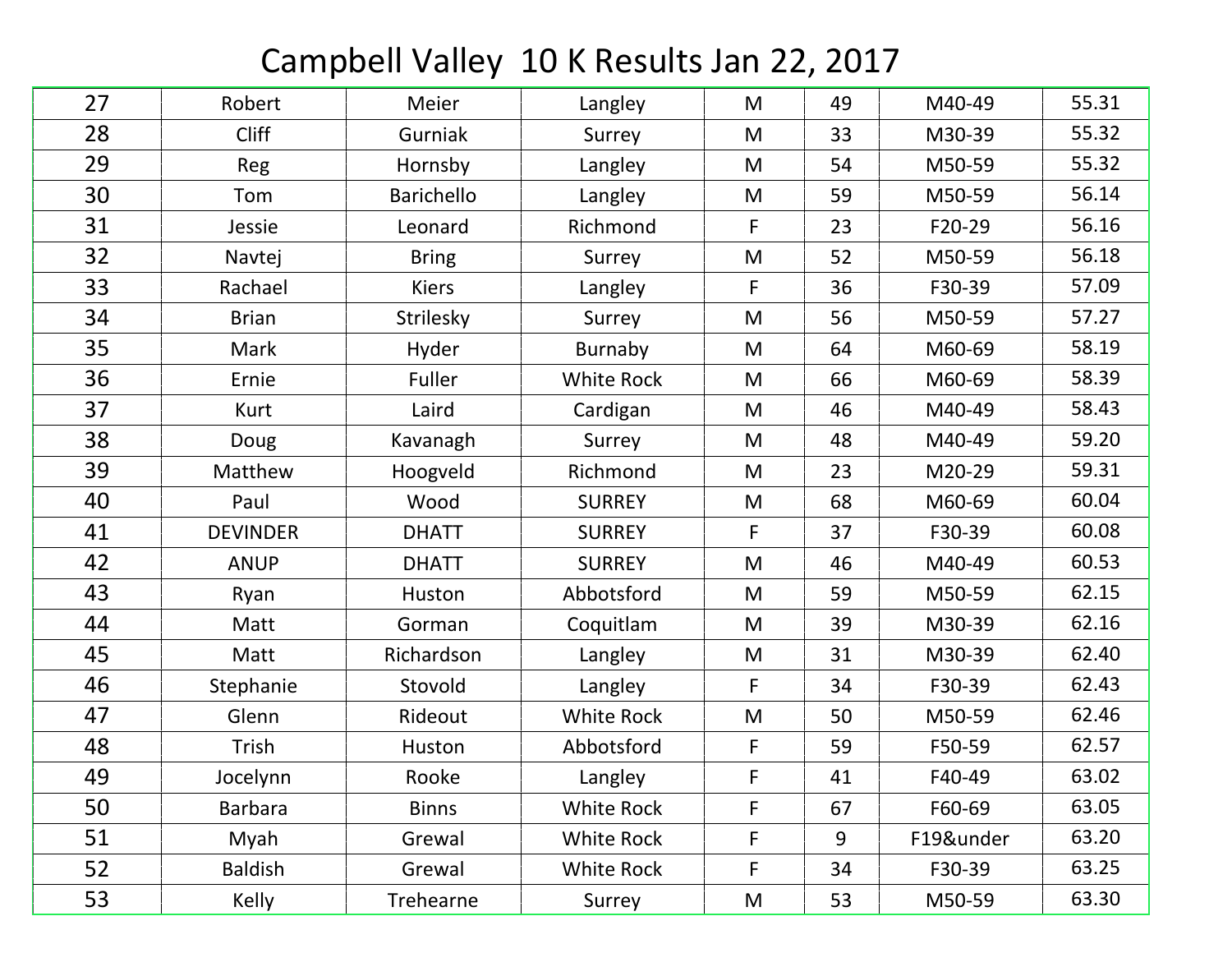# Campbell Valley 10 K Results Jan 22, 2017

| | | | | | | | |
|---|---|---|---|---|---|---|---|
| 27 | Robert | Meier | Langley | M | 49 | M40-49 | 55.31 |
| 28 | Cliff | Gurniak | Surrey | M | 33 | M30-39 | 55.32 |
| 29 | Reg | Hornsby | Langley | M | 54 | M50-59 | 55.32 |
| 30 | Tom | Barichello | Langley | M | 59 | M50-59 | 56.14 |
| 31 | Jessie | Leonard | Richmond | F | 23 | F20-29 | 56.16 |
| 32 | Navtej | Bring | Surrey | M | 52 | M50-59 | 56.18 |
| 33 | Rachael | Kiers | Langley | F | 36 | F30-39 | 57.09 |
| 34 | Brian | Strilesky | Surrey | M | 56 | M50-59 | 57.27 |
| 35 | Mark | Hyder | Burnaby | M | 64 | M60-69 | 58.19 |
| 36 | Ernie | Fuller | White Rock | M | 66 | M60-69 | 58.39 |
| 37 | Kurt | Laird | Cardigan | M | 46 | M40-49 | 58.43 |
| 38 | Doug | Kavanagh | Surrey | M | 48 | M40-49 | 59.20 |
| 39 | Matthew | Hoogveld | Richmond | M | 23 | M20-29 | 59.31 |
| 40 | Paul | Wood | SURREY | M | 68 | M60-69 | 60.04 |
| 41 | DEVINDER | DHATT | SURREY | F | 37 | F30-39 | 60.08 |
| 42 | ANUP | DHATT | SURREY | M | 46 | M40-49 | 60.53 |
| 43 | Ryan | Huston | Abbotsford | M | 59 | M50-59 | 62.15 |
| 44 | Matt | Gorman | Coquitlam | M | 39 | M30-39 | 62.16 |
| 45 | Matt | Richardson | Langley | M | 31 | M30-39 | 62.40 |
| 46 | Stephanie | Stovold | Langley | F | 34 | F30-39 | 62.43 |
| 47 | Glenn | Rideout | White Rock | M | 50 | M50-59 | 62.46 |
| 48 | Trish | Huston | Abbotsford | F | 59 | F50-59 | 62.57 |
| 49 | Jocelynn | Rooke | Langley | F | 41 | F40-49 | 63.02 |
| 50 | Barbara | Binns | White Rock | F | 67 | F60-69 | 63.05 |
| 51 | Myah | Grewal | White Rock | F | 9 | F19&under | 63.20 |
| 52 | Baldish | Grewal | White Rock | F | 34 | F30-39 | 63.25 |
| 53 | Kelly | Trehearne | Surrey | M | 53 | M50-59 | 63.30 |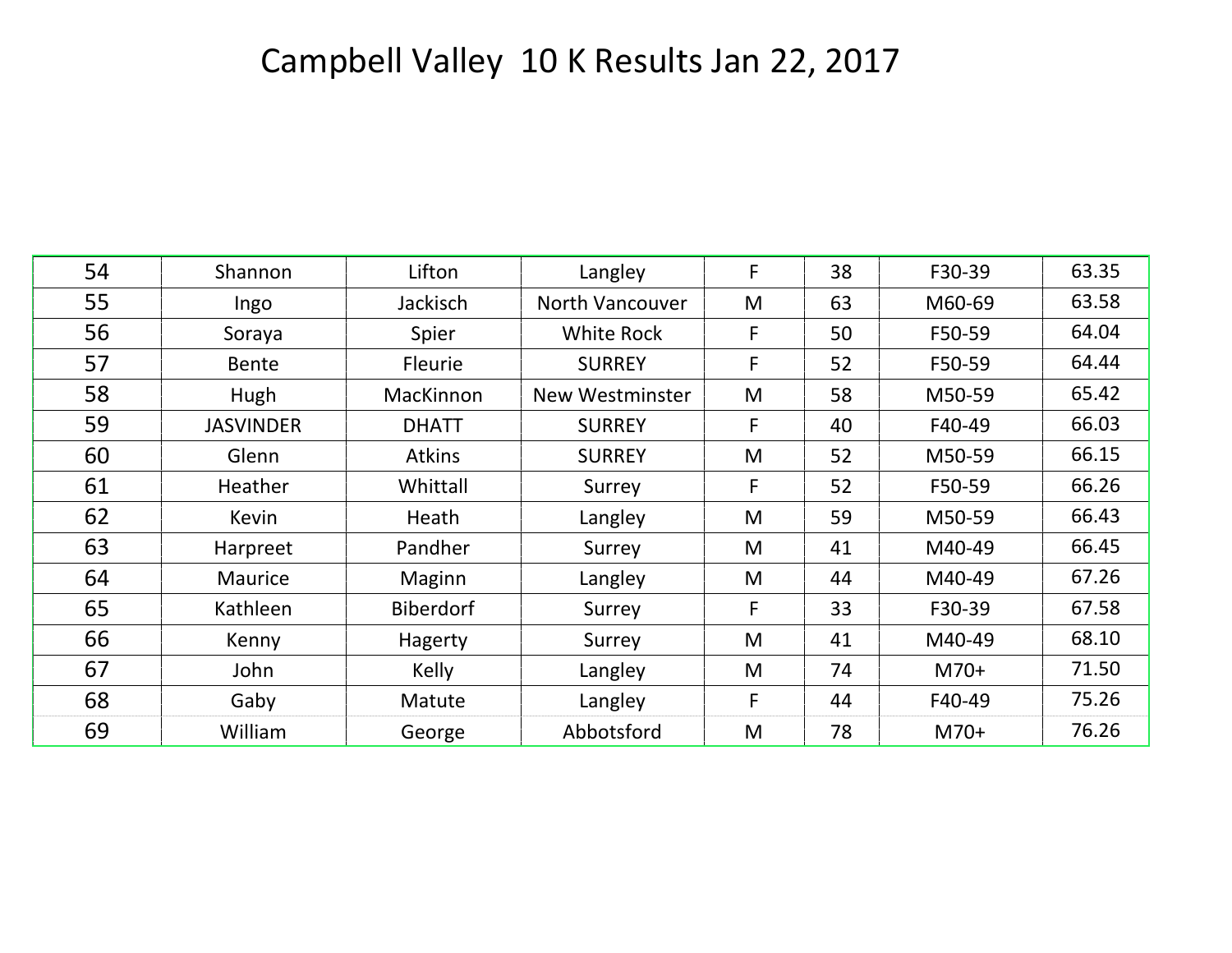# Campbell Valley 10 K Results Jan 22, 2017

| | | | | | | | |
|---|---|---|---|---|---|---|---|
| 54 | Shannon | Lifton | Langley | F | 38 | F30-39 | 63.35 |
| 55 | Ingo | Jackisch | North Vancouver | M | 63 | M60-69 | 63.58 |
| 56 | Soraya | Spier | White Rock | F | 50 | F50-59 | 64.04 |
| 57 | Bente | Fleurie | SURREY | F | 52 | F50-59 | 64.44 |
| 58 | Hugh | MacKinnon | New Westminster | M | 58 | M50-59 | 65.42 |
| 59 | JASVINDER | DHATT | SURREY | F | 40 | F40-49 | 66.03 |
| 60 | Glenn | Atkins | SURREY | M | 52 | M50-59 | 66.15 |
| 61 | Heather | Whittall | Surrey | F | 52 | F50-59 | 66.26 |
| 62 | Kevin | Heath | Langley | M | 59 | M50-59 | 66.43 |
| 63 | Harpreet | Pandher | Surrey | M | 41 | M40-49 | 66.45 |
| 64 | Maurice | Maginn | Langley | M | 44 | M40-49 | 67.26 |
| 65 | Kathleen | Biberdorf | Surrey | F | 33 | F30-39 | 67.58 |
| 66 | Kenny | Hagerty | Surrey | M | 41 | M40-49 | 68.10 |
| 67 | John | Kelly | Langley | M | 74 | M70+ | 71.50 |
| 68 | Gaby | Matute | Langley | F | 44 | F40-49 | 75.26 |
| 69 | William | George | Abbotsford | M | 78 | M70+ | 76.26 |